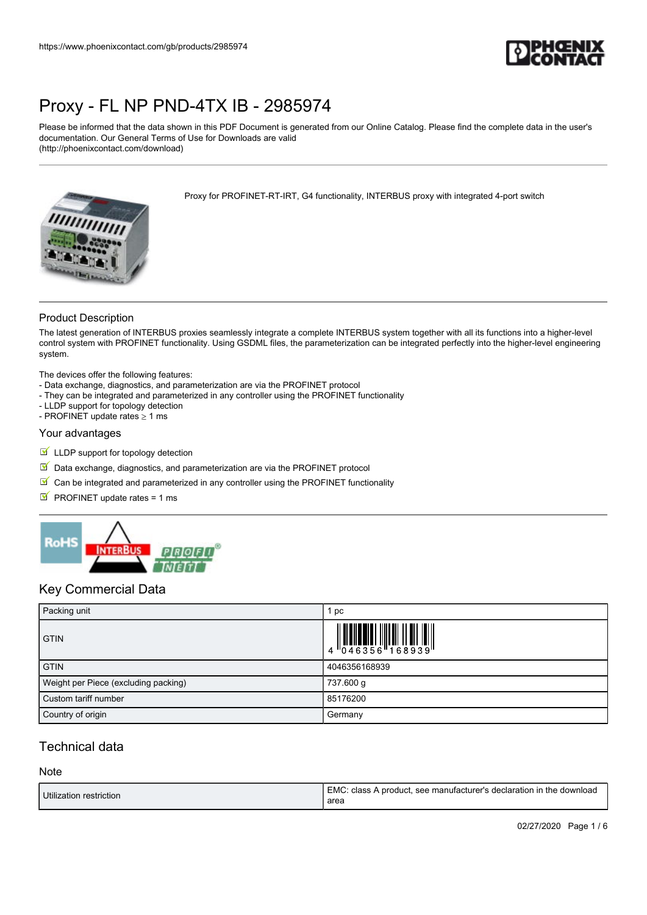https://www.phoenixcontact.com/gb/products/2985974

# Proxy - FL NP PND-4TX IB - 2985974

Please be informed that the data shown in this PDF Document is generated from our Online Catalog. Please find the complete data in the user's documentation. Our General Terms of Use for Downloads are valid (http://phoenixcontact.com/download)

Proxy for PROFINET-RT-IRT, G4 functionality, INTERBUS proxy with integrated 4-port switch

## Product Description

The latest generation of INTERBUS proxies seamlessly integrate a complete INTERBUS system together with all its functions into a higher-level control system with PROFINET functionality. Using GSDML files, the parameterization can be integrated perfectly into the higher-level engineering system.

The devices offer the following features:
- Data exchange, diagnostics, and parameterization are via the PROFINET protocol
- They can be integrated and parameterized in any controller using the PROFINET functionality
- LLDP support for topology detection
- PROFINET update rates ≥ 1 ms

## Your advantages

- LLDP support for topology detection
- Data exchange, diagnostics, and parameterization are via the PROFINET protocol
- Can be integrated and parameterized in any controller using the PROFINET functionality
- PROFINET update rates = 1 ms

## Key Commercial Data

| Packing unit | 1 pc |
|---|---|
| GTIN | 4 046356 168939 |
| GTIN | 4046356168939 |
| Weight per Piece (excluding packing) | 737.600 g |
| Custom tariff number | 85176200 |
| Country of origin | Germany |

## Technical data

### Note

| Utilization restriction | EMC: class A product, see manufacturer's declaration in the download area |
|---|---|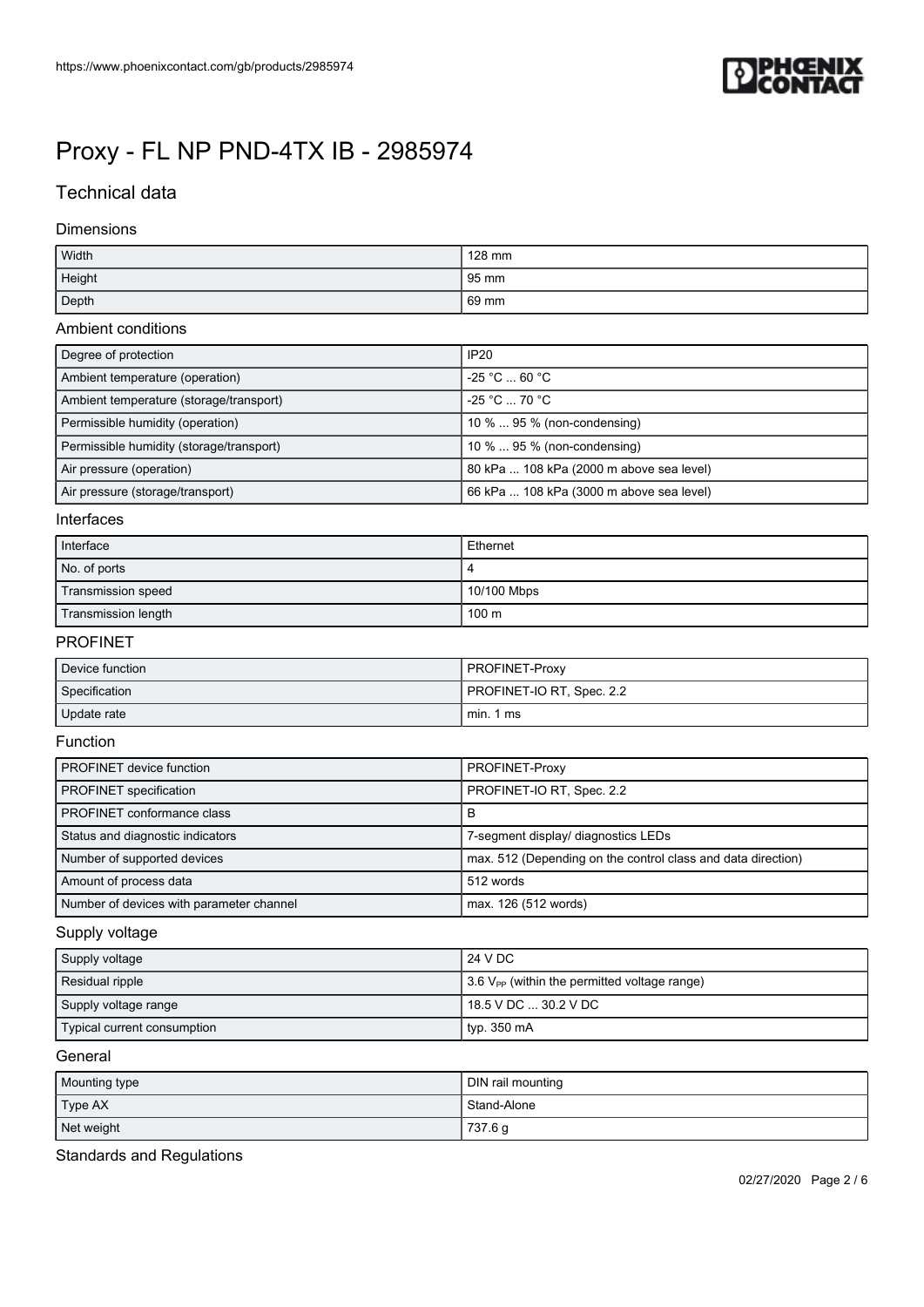# Proxy - FL NP PND-4TX IB - 2985974

## Technical data

### Dimensions

| | |
|---|---|
| Width | 128 mm |
| Height | 95 mm |
| Depth | 69 mm |

### Ambient conditions

| | |
|---|---|
| Degree of protection | IP20 |
| Ambient temperature (operation) | -25 °C ... 60 °C |
| Ambient temperature (storage/transport) | -25 °C ... 70 °C |
| Permissible humidity (operation) | 10 % ... 95 % (non-condensing) |
| Permissible humidity (storage/transport) | 10 % ... 95 % (non-condensing) |
| Air pressure (operation) | 80 kPa ... 108 kPa (2000 m above sea level) |
| Air pressure (storage/transport) | 66 kPa ... 108 kPa (3000 m above sea level) |

### Interfaces

| | |
|---|---|
| Interface | Ethernet |
| No. of ports | 4 |
| Transmission speed | 10/100 Mbps |
| Transmission length | 100 m |

### PROFINET

| | |
|---|---|
| Device function | PROFINET-Proxy |
| Specification | PROFINET-IO RT, Spec. 2.2 |
| Update rate | min. 1 ms |

### Function

| | |
|---|---|
| PROFINET device function | PROFINET-Proxy |
| PROFINET specification | PROFINET-IO RT, Spec. 2.2 |
| PROFINET conformance class | B |
| Status and diagnostic indicators | 7-segment display/ diagnostics LEDs |
| Number of supported devices | max. 512 (Depending on the control class and data direction) |
| Amount of process data | 512 words |
| Number of devices with parameter channel | max. 126 (512 words) |

### Supply voltage

| | |
|---|---|
| Supply voltage | 24 V DC |
| Residual ripple | 3.6 $V_{PP}$ (within the permitted voltage range) |
| Supply voltage range | 18.5 V DC ... 30.2 V DC |
| Typical current consumption | typ. 350 mA |

### General

| | |
|---|---|
| Mounting type | DIN rail mounting |
| Type AX | Stand-Alone |
| Net weight | 737.6 g |

### Standards and Regulations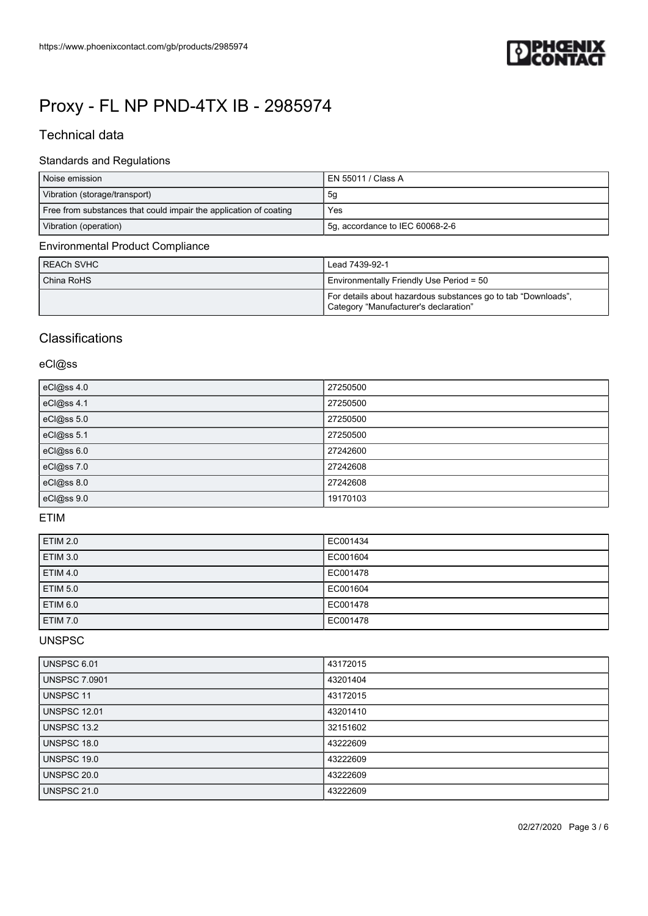# Proxy - FL NP PND-4TX IB - 2985974

## Technical data

### Standards and Regulations

| | |
|---|---|
| Noise emission | EN 55011 / Class A |
| Vibration (storage/transport) | 5g |
| Free from substances that could impair the application of coating | Yes |
| Vibration (operation) | 5g, accordance to IEC 60068-2-6 |

### Environmental Product Compliance

| | |
|---|---|
| REACh SVHC | Lead 7439-92-1 |
| China RoHS | Environmentally Friendly Use Period = 50 |
| | For details about hazardous substances go to tab “Downloads”, Category “Manufacturer's declaration” |

## Classifications

### eCl@ss

| | |
|---|---|
| eCl@ss 4.0 | 27250500 |
| eCl@ss 4.1 | 27250500 |
| eCl@ss 5.0 | 27250500 |
| eCl@ss 5.1 | 27250500 |
| eCl@ss 6.0 | 27242600 |
| eCl@ss 7.0 | 27242608 |
| eCl@ss 8.0 | 27242608 |
| eCl@ss 9.0 | 19170103 |

### ETIM

| | |
|---|---|
| ETIM 2.0 | EC001434 |
| ETIM 3.0 | EC001604 |
| ETIM 4.0 | EC001478 |
| ETIM 5.0 | EC001604 |
| ETIM 6.0 | EC001478 |
| ETIM 7.0 | EC001478 |

### UNSPSC

| | |
|---|---|
| UNSPSC 6.01 | 43172015 |
| UNSPSC 7.0901 | 43201404 |
| UNSPSC 11 | 43172015 |
| UNSPSC 12.01 | 43201410 |
| UNSPSC 13.2 | 32151602 |
| UNSPSC 18.0 | 43222609 |
| UNSPSC 19.0 | 43222609 |
| UNSPSC 20.0 | 43222609 |
| UNSPSC 21.0 | 43222609 |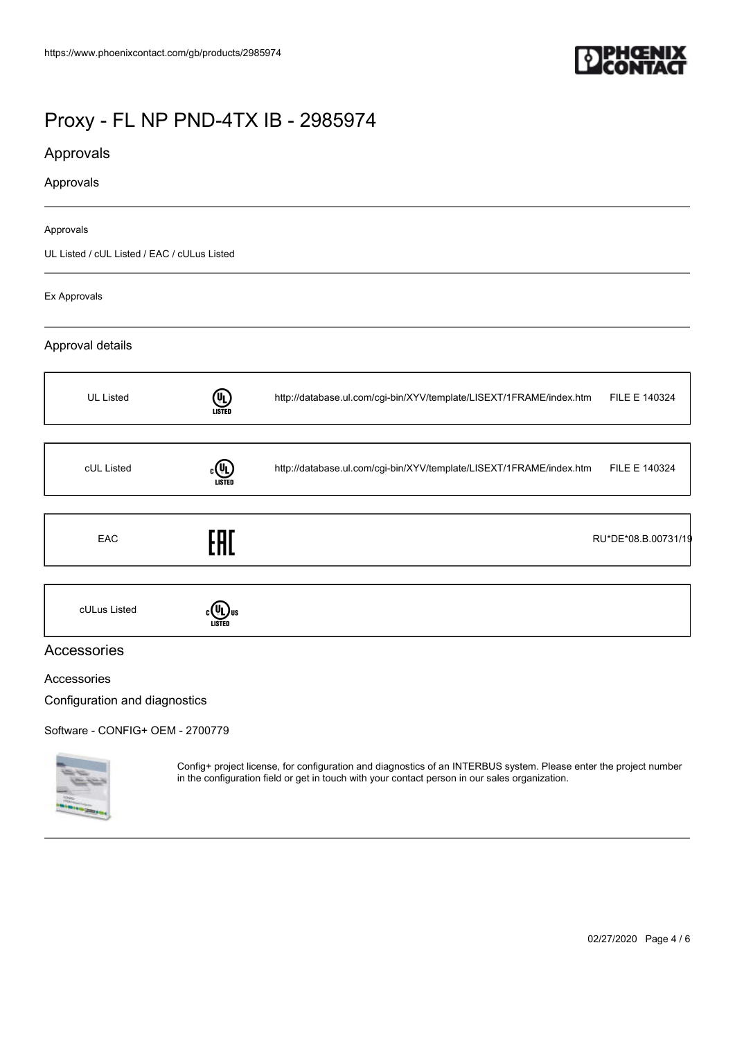# Proxy - FL NP PND-4TX IB - 2985974

## Approvals

### Approvals

Approvals

UL Listed / cUL Listed / EAC / cULus Listed

Ex Approvals

### Approval details

| | | | |
|---|---|---|---|
| UL Listed | | http://database.ul.com/cgi-bin/XYV/template/LISEXT/1FRAME/index.htm | FILE E 140324 |
| cUL Listed | | http://database.ul.com/cgi-bin/XYV/template/LISEXT/1FRAME/index.htm | FILE E 140324 |
| EAC | | | RU*DE*08.B.00731/19 |
| cULus Listed | | | |

## Accessories

### Accessories

### Configuration and diagnostics

Software - CONFIG+ OEM - 2700779

Config+ project license, for configuration and diagnostics of an INTERBUS system. Please enter the project number in the configuration field or get in touch with your contact person in our sales organization.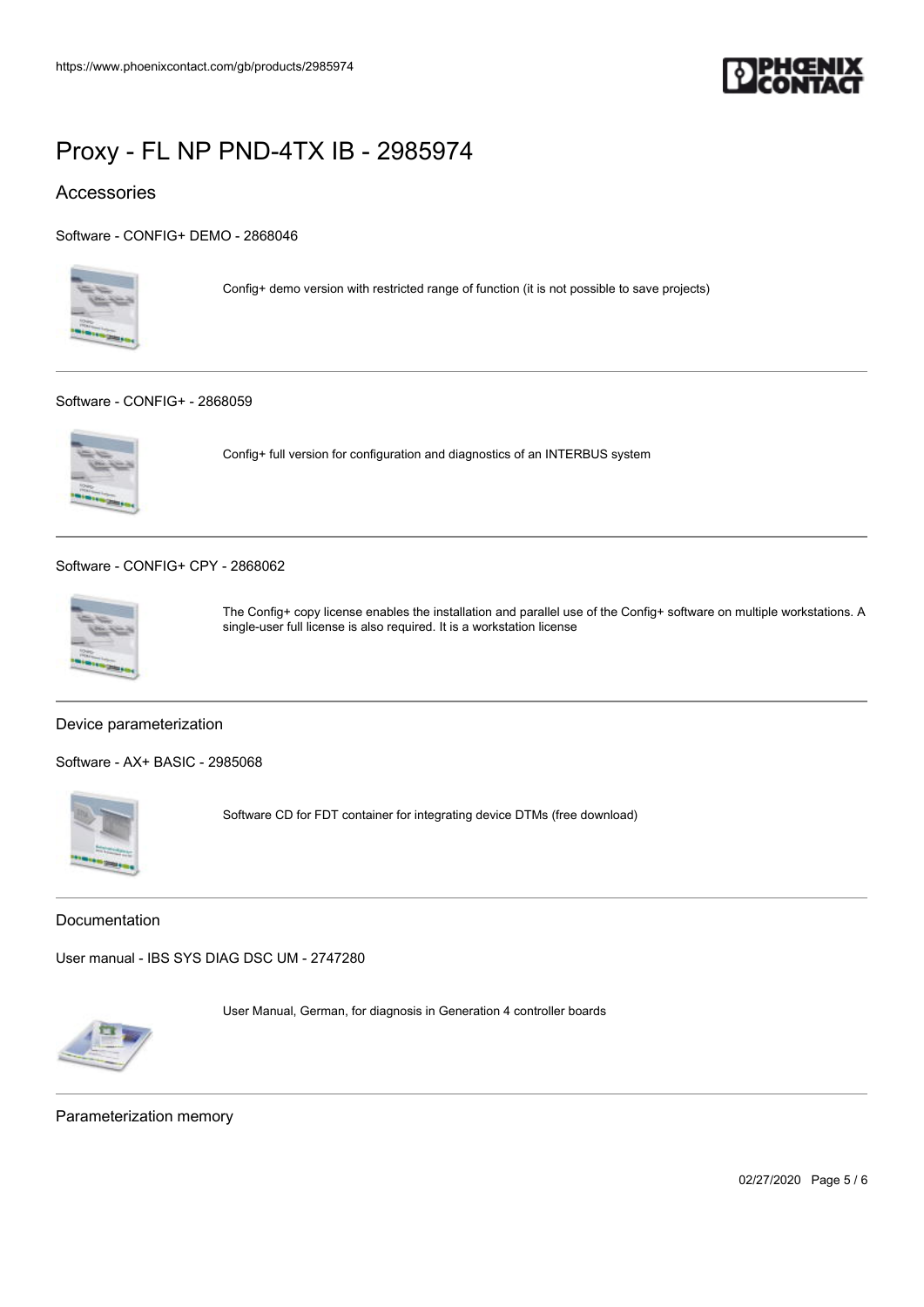# Proxy - FL NP PND-4TX IB - 2985974

## Accessories

Software - CONFIG+ DEMO - 2868046

Config+ demo version with restricted range of function (it is not possible to save projects)

---

Software - CONFIG+ - 2868059

Config+ full version for configuration and diagnostics of an INTERBUS system

---

Software - CONFIG+ CPY - 2868062

The Config+ copy license enables the installation and parallel use of the Config+ software on multiple workstations. A single-user full license is also required. It is a workstation license

---

### Device parameterization

Software - AX+ BASIC - 2985068

Software CD for FDT container for integrating device DTMs (free download)

---

### Documentation

User manual - IBS SYS DIAG DSC UM - 2747280

User Manual, German, for diagnosis in Generation 4 controller boards

---

### Parameterization memory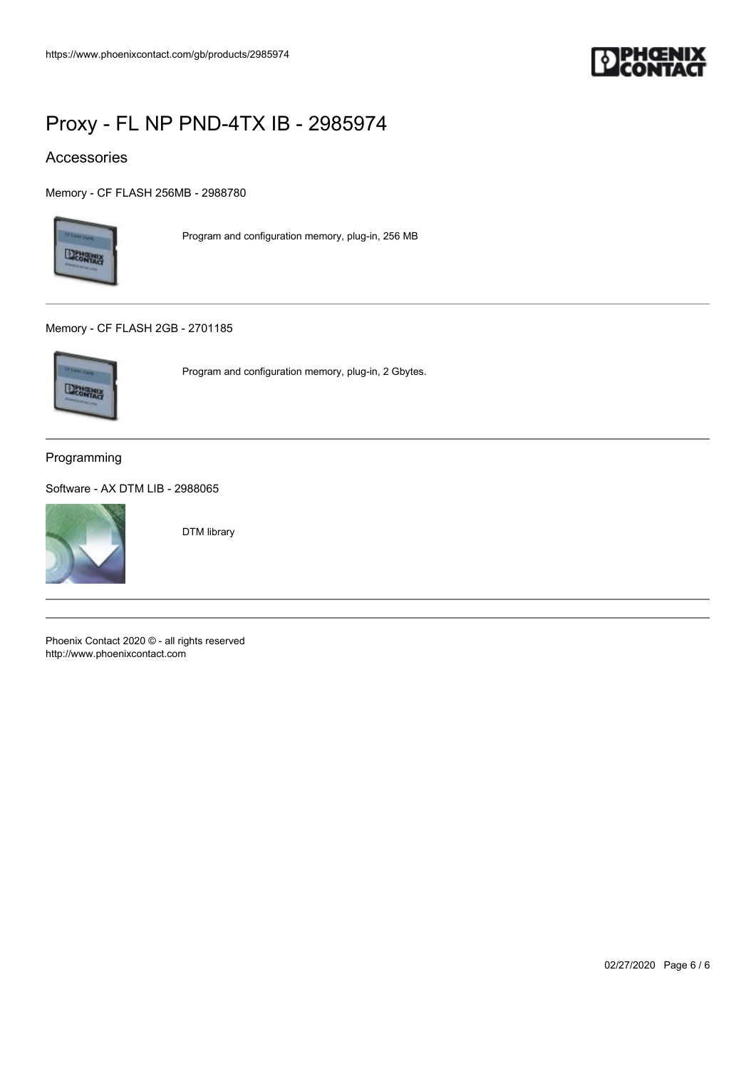# Proxy - FL NP PND-4TX IB - 2985974

## Accessories

Memory - CF FLASH 256MB - 2988780

Program and configuration memory, plug-in, 256 MB

---

Memory - CF FLASH 2GB - 2701185

Program and configuration memory, plug-in, 2 Gbytes.

---

## Programming

Software - AX DTM LIB - 2988065

DTM library

---

Phoenix Contact 2020 © - all rights reserved
http://www.phoenixcontact.com